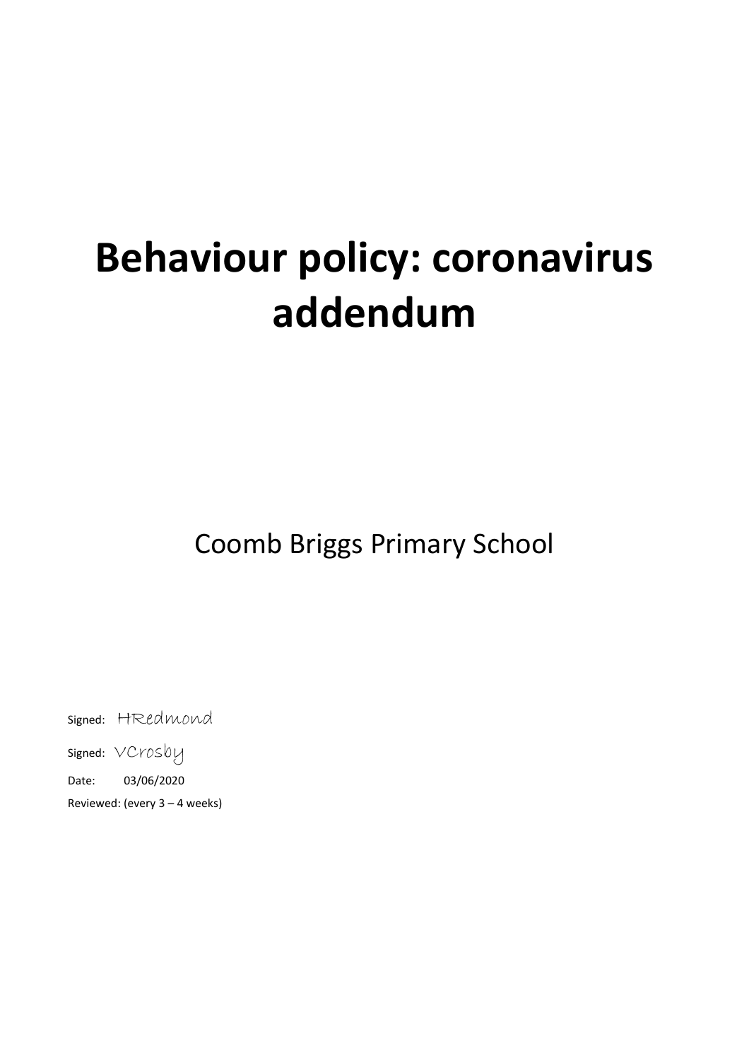# Behaviour policy: coronavirus addendum

Coomb Briggs Primary School

Signed: HRedmond

Signed: VCrosby

Date: 03/06/2020

Reviewed: (every 3 – 4 weeks)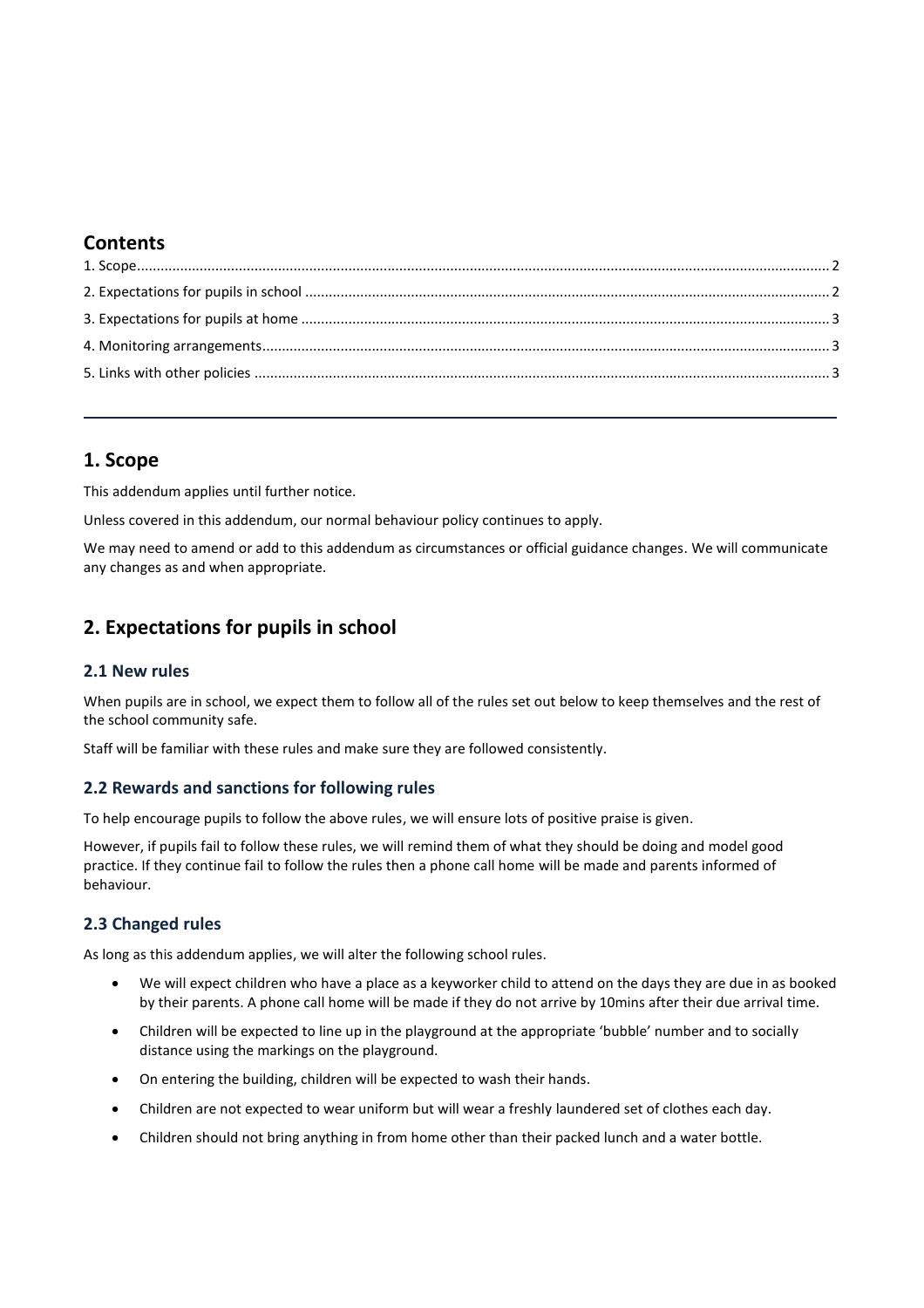## Contents

1. Scope.......... 2
2. Expectations for pupils in school .......... 2
3. Expectations for pupils at home .......... 3
4. Monitoring arrangements.......... 3
5. Links with other policies .......... 3

---

## 1. Scope

This addendum applies until further notice.

Unless covered in this addendum, our normal behaviour policy continues to apply.

We may need to amend or add to this addendum as circumstances or official guidance changes. We will communicate any changes as and when appropriate.

## 2. Expectations for pupils in school

### 2.1 New rules

When pupils are in school, we expect them to follow all of the rules set out below to keep themselves and the rest of the school community safe.

Staff will be familiar with these rules and make sure they are followed consistently.

### 2.2 Rewards and sanctions for following rules

To help encourage pupils to follow the above rules, we will ensure lots of positive praise is given.

However, if pupils fail to follow these rules, we will remind them of what they should be doing and model good practice. If they continue fail to follow the rules then a phone call home will be made and parents informed of behaviour.

### 2.3 Changed rules

As long as this addendum applies, we will alter the following school rules.

- We will expect children who have a place as a keyworker child to attend on the days they are due in as booked by their parents. A phone call home will be made if they do not arrive by 10mins after their due arrival time.
- Children will be expected to line up in the playground at the appropriate 'bubble' number and to socially distance using the markings on the playground.
- On entering the building, children will be expected to wash their hands.
- Children are not expected to wear uniform but will wear a freshly laundered set of clothes each day.
- Children should not bring anything in from home other than their packed lunch and a water bottle.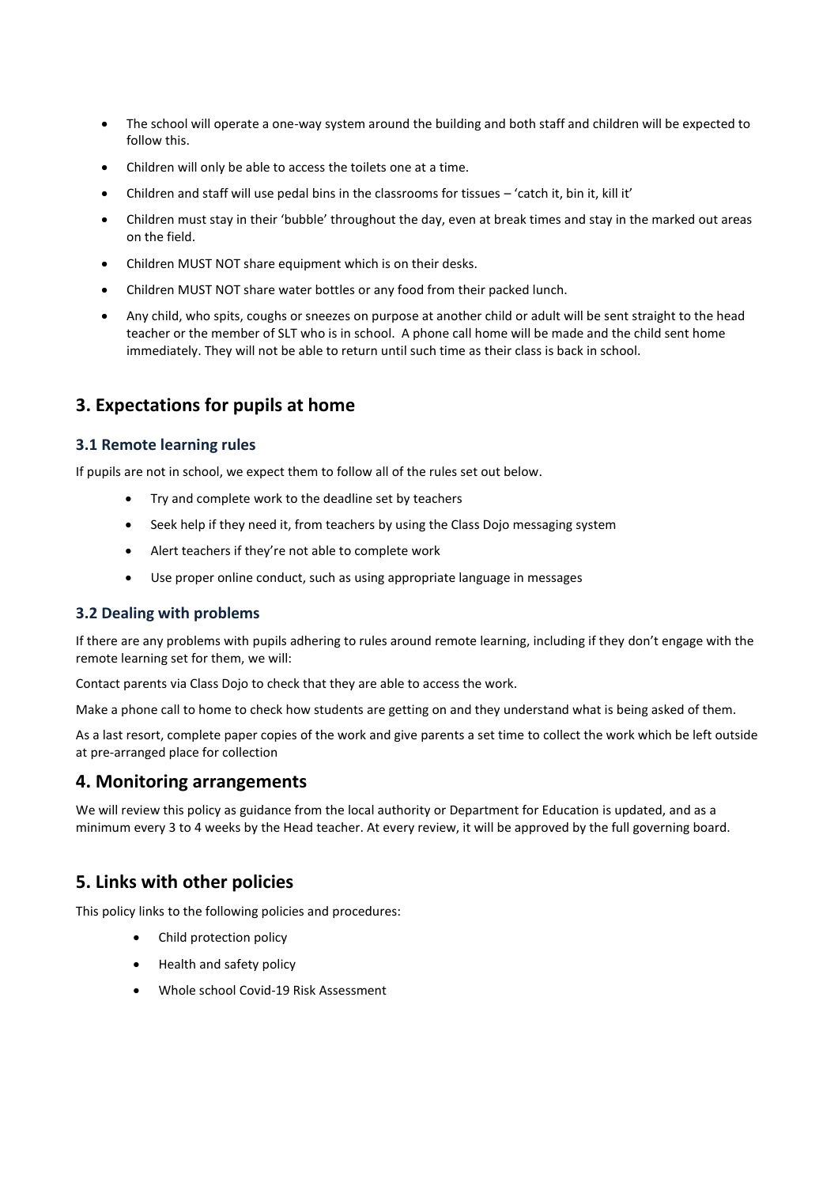- The school will operate a one-way system around the building and both staff and children will be expected to follow this.
- Children will only be able to access the toilets one at a time.
- Children and staff will use pedal bins in the classrooms for tissues – 'catch it, bin it, kill it'
- Children must stay in their 'bubble' throughout the day, even at break times and stay in the marked out areas on the field.
- Children MUST NOT share equipment which is on their desks.
- Children MUST NOT share water bottles or any food from their packed lunch.
- Any child, who spits, coughs or sneezes on purpose at another child or adult will be sent straight to the head teacher or the member of SLT who is in school. A phone call home will be made and the child sent home immediately. They will not be able to return until such time as their class is back in school.

## 3. Expectations for pupils at home

### 3.1 Remote learning rules

If pupils are not in school, we expect them to follow all of the rules set out below.

- Try and complete work to the deadline set by teachers
- Seek help if they need it, from teachers by using the Class Dojo messaging system
- Alert teachers if they're not able to complete work
- Use proper online conduct, such as using appropriate language in messages

### 3.2 Dealing with problems

If there are any problems with pupils adhering to rules around remote learning, including if they don't engage with the remote learning set for them, we will:

Contact parents via Class Dojo to check that they are able to access the work.

Make a phone call to home to check how students are getting on and they understand what is being asked of them.

As a last resort, complete paper copies of the work and give parents a set time to collect the work which be left outside at pre-arranged place for collection

## 4. Monitoring arrangements

We will review this policy as guidance from the local authority or Department for Education is updated, and as a minimum every 3 to 4 weeks by the Head teacher. At every review, it will be approved by the full governing board.

## 5. Links with other policies

This policy links to the following policies and procedures:

- Child protection policy
- Health and safety policy
- Whole school Covid-19 Risk Assessment